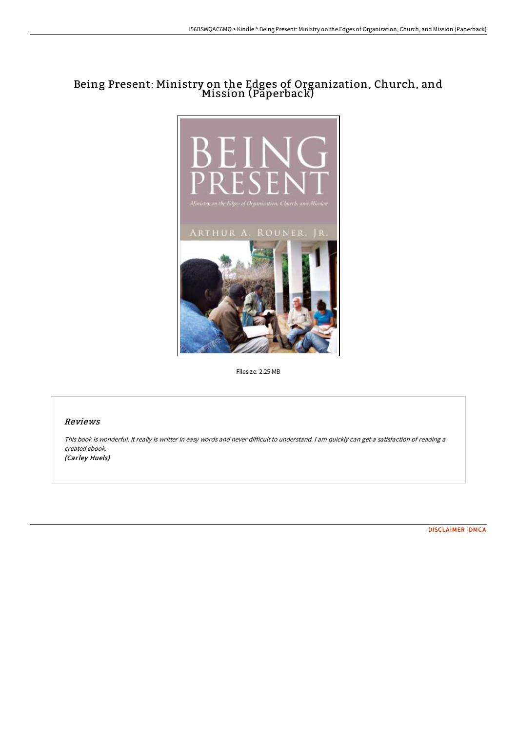# Being Present: Ministry on the Edges of Organization, Church, and Mission (Paperback)

Filesize: 2.25 MB

## *Reviews*

*This book is wonderful. It really is writter in easy words and never difficult to understand. I am quickly can get a satisfaction of reading a created ebook.*
***(Carley Huels)***

DISCLAIMER | DMCA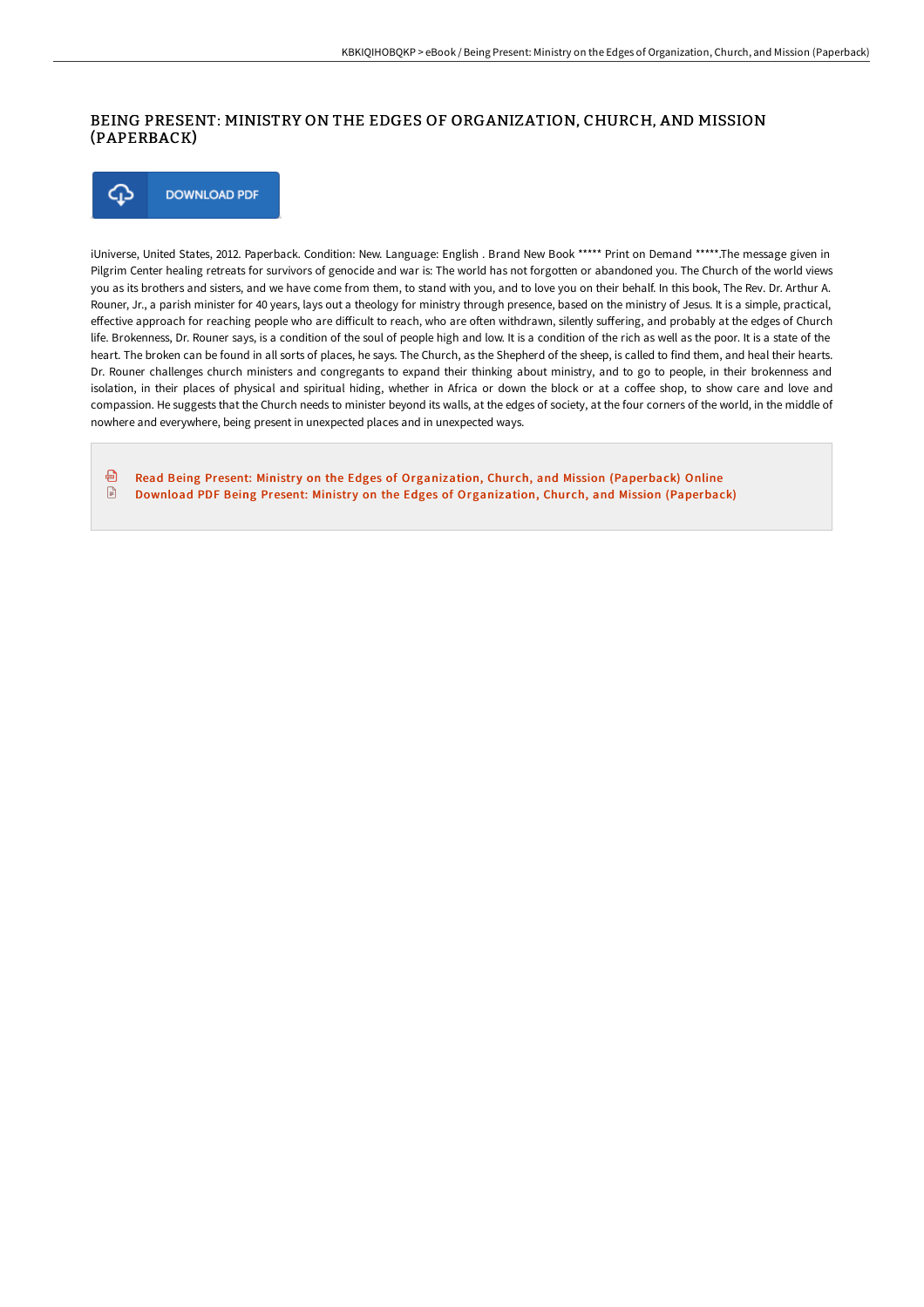# BEING PRESENT: MINISTRY ON THE EDGES OF ORGANIZATION, CHURCH, AND MISSION (PAPERBACK)

DOWNLOAD PDF

iUniverse, United States, 2012. Paperback. Condition: New. Language: English . Brand New Book ***** Print on Demand *****.The message given in Pilgrim Center healing retreats for survivors of genocide and war is: The world has not forgotten or abandoned you. The Church of the world views you as its brothers and sisters, and we have come from them, to stand with you, and to love you on their behalf. In this book, The Rev. Dr. Arthur A. Rouner, Jr., a parish minister for 40 years, lays out a theology for ministry through presence, based on the ministry of Jesus. It is a simple, practical, effective approach for reaching people who are difficult to reach, who are often withdrawn, silently suffering, and probably at the edges of Church life. Brokenness, Dr. Rouner says, is a condition of the soul of people high and low. It is a condition of the rich as well as the poor. It is a state of the heart. The broken can be found in all sorts of places, he says. The Church, as the Shepherd of the sheep, is called to find them, and heal their hearts. Dr. Rouner challenges church ministers and congregants to expand their thinking about ministry, and to go to people, in their brokenness and isolation, in their places of physical and spiritual hiding, whether in Africa or down the block or at a coffee shop, to show care and love and compassion. He suggests that the Church needs to minister beyond its walls, at the edges of society, at the four corners of the world, in the middle of nowhere and everywhere, being present in unexpected places and in unexpected ways.

- Read Being Present: Ministry on the Edges of Organization, Church, and Mission (Paperback) Online
- Download PDF Being Present: Ministry on the Edges of Organization, Church, and Mission (Paperback)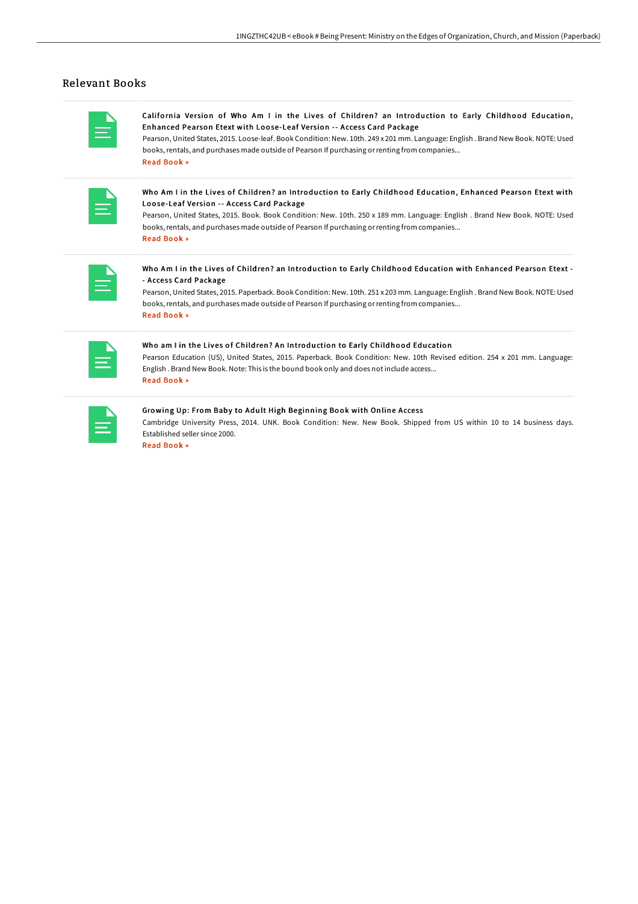## Relevant Books

**California Version of Who Am I in the Lives of Children? an Introduction to Early Childhood Education, Enhanced Pearson Etext with Loose-Leaf Version -- Access Card Package**

Pearson, United States, 2015. Loose-leaf. Book Condition: New. 10th. 249 x 201 mm. Language: English . Brand New Book. NOTE: Used books, rentals, and purchases made outside of Pearson If purchasing or renting from companies...

Read Book »

**Who Am I in the Lives of Children? an Introduction to Early Childhood Education, Enhanced Pearson Etext with Loose-Leaf Version -- Access Card Package**

Pearson, United States, 2015. Book. Book Condition: New. 10th. 250 x 189 mm. Language: English . Brand New Book. NOTE: Used books, rentals, and purchases made outside of Pearson If purchasing or renting from companies...

Read Book »

**Who Am I in the Lives of Children? an Introduction to Early Childhood Education with Enhanced Pearson Etext -- Access Card Package**

Pearson, United States, 2015. Paperback. Book Condition: New. 10th. 251 x 203 mm. Language: English . Brand New Book. NOTE: Used books, rentals, and purchases made outside of Pearson If purchasing or renting from companies...

Read Book »

**Who am I in the Lives of Children? An Introduction to Early Childhood Education**

Pearson Education (US), United States, 2015. Paperback. Book Condition: New. 10th Revised edition. 254 x 201 mm. Language: English . Brand New Book. Note: This is the bound book only and does not include access...

Read Book »

**Growing Up: From Baby to Adult High Beginning Book with Online Access**

Cambridge University Press, 2014. UNK. Book Condition: New. New Book. Shipped from US within 10 to 14 business days. Established seller since 2000.

Read Book »